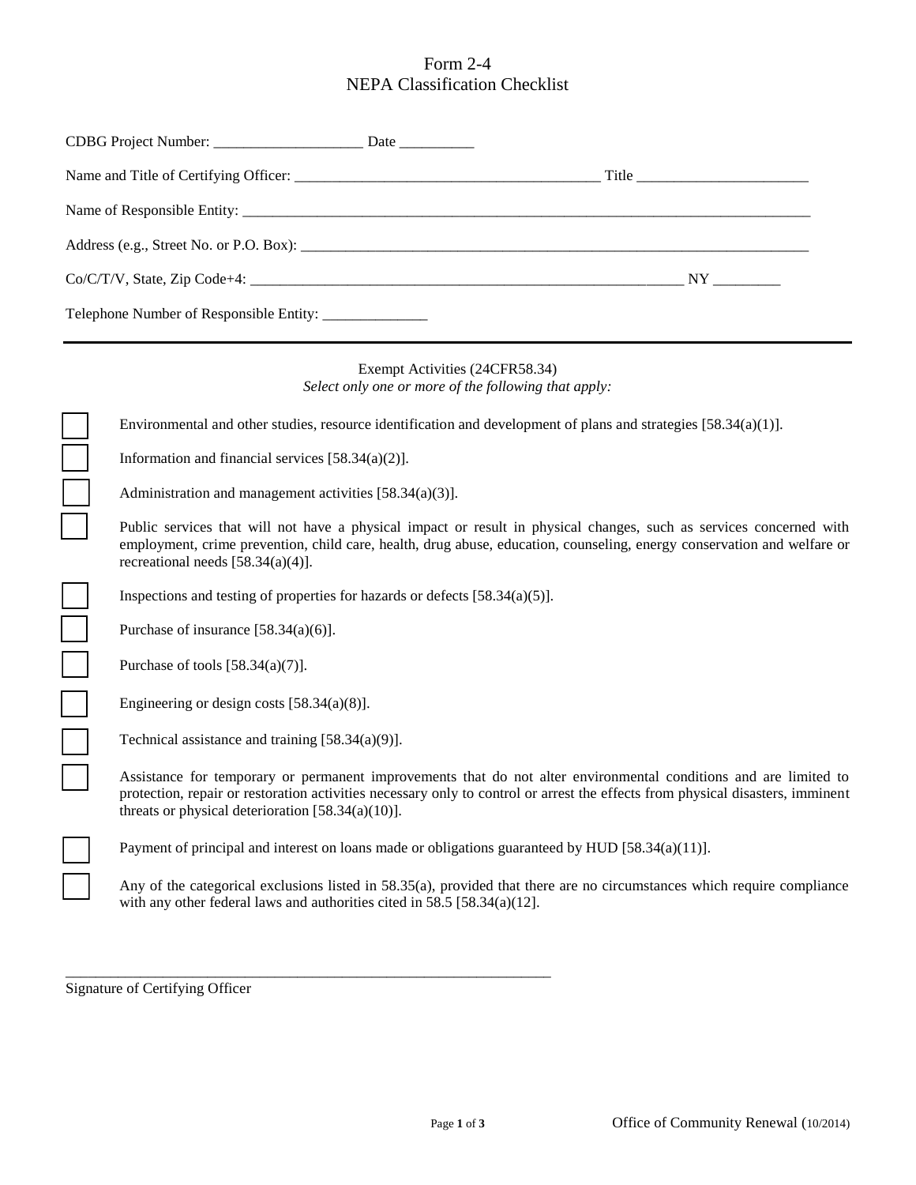# Form 2-4
# NEPA Classification Checklist

CDBG Project Number: ____________________ Date __________

Name and Title of Certifying Officer: ________________________________________ Title _______________________

Name of Responsible Entity: ________________________________________________________________________________

Address (e.g., Street No. or P.O. Box): _______________________________________________________________________

Co/C/T/V, State, Zip Code+4: ___________________________________________________________ NY _________

Telephone Number of Responsible Entity: ______________

---

## Exempt Activities (24CFR58.34)

*Select only one or more of the following that apply:*

- ☐ Environmental and other studies, resource identification and development of plans and strategies [58.34(a)(1)].
- ☐ Information and financial services [58.34(a)(2)].
- ☐ Administration and management activities [58.34(a)(3)].
- ☐ Public services that will not have a physical impact or result in physical changes, such as services concerned with employment, crime prevention, child care, health, drug abuse, education, counseling, energy conservation and welfare or recreational needs [58.34(a)(4)].
- ☐ Inspections and testing of properties for hazards or defects [58.34(a)(5)].
- ☐ Purchase of insurance [58.34(a)(6)].
- ☐ Purchase of tools [58.34(a)(7)].
- ☐ Engineering or design costs [58.34(a)(8)].
- ☐ Technical assistance and training [58.34(a)(9)].
- ☐ Assistance for temporary or permanent improvements that do not alter environmental conditions and are limited to protection, repair or restoration activities necessary only to control or arrest the effects from physical disasters, imminent threats or physical deterioration [58.34(a)(10)].
- ☐ Payment of principal and interest on loans made or obligations guaranteed by HUD [58.34(a)(11)].
- ☐ Any of the categorical exclusions listed in 58.35(a), provided that there are no circumstances which require compliance with any other federal laws and authorities cited in 58.5 [58.34(a)(12].

_________________________________________________________________

Signature of Certifying Officer

Office of Community Renewal (10/2014)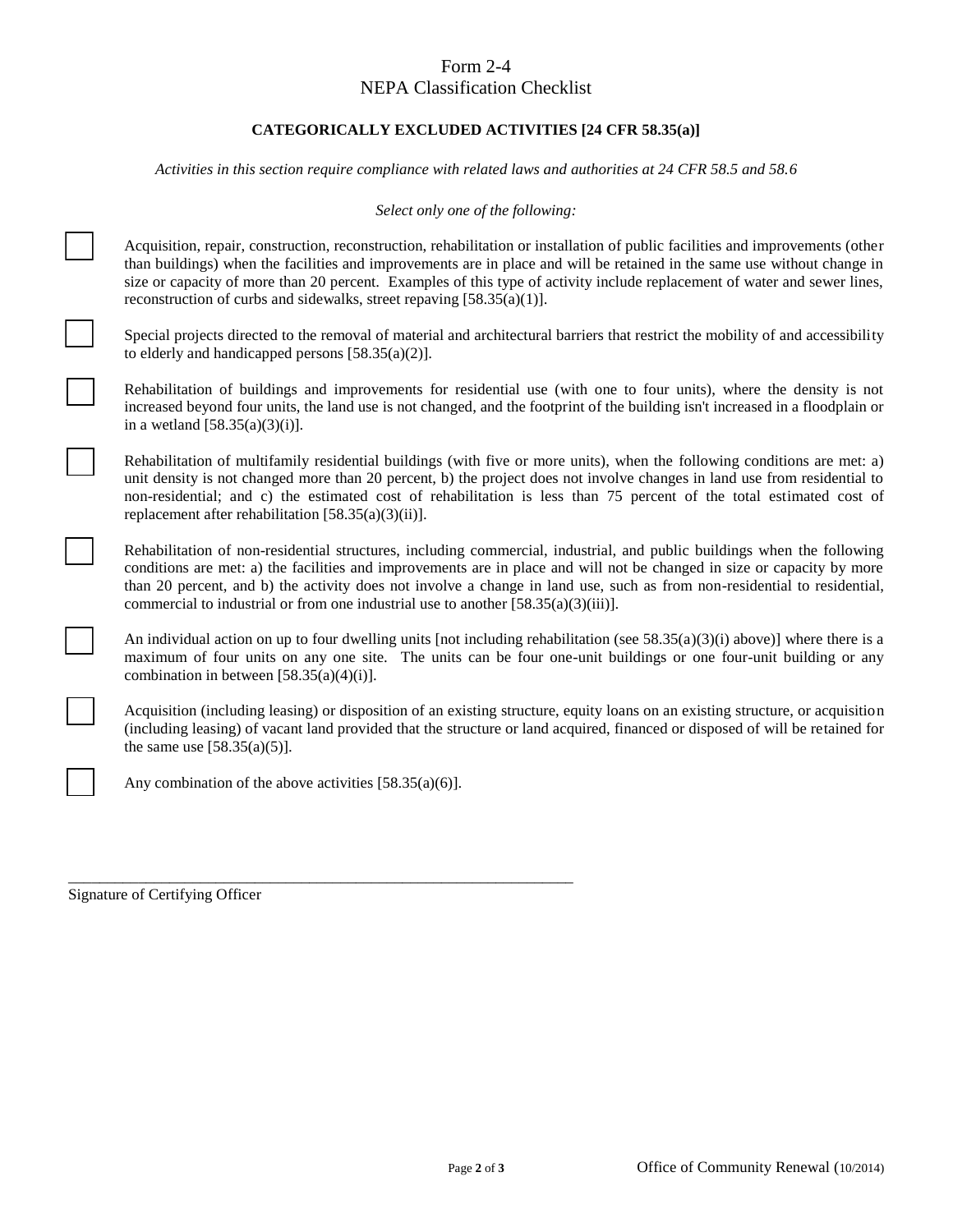# Form 2-4
# NEPA Classification Checklist

**CATEGORICALLY EXCLUDED ACTIVITIES [24 CFR 58.35(a)]**

*Activities in this section require compliance with related laws and authorities at 24 CFR 58.5 and 58.6*

*Select only one of the following:*

☐ Acquisition, repair, construction, reconstruction, rehabilitation or installation of public facilities and improvements (other than buildings) when the facilities and improvements are in place and will be retained in the same use without change in size or capacity of more than 20 percent. Examples of this type of activity include replacement of water and sewer lines, reconstruction of curbs and sidewalks, street repaving [58.35(a)(1)].

☐ Special projects directed to the removal of material and architectural barriers that restrict the mobility of and accessibility to elderly and handicapped persons [58.35(a)(2)].

☐ Rehabilitation of buildings and improvements for residential use (with one to four units), where the density is not increased beyond four units, the land use is not changed, and the footprint of the building isn't increased in a floodplain or in a wetland [58.35(a)(3)(i)].

☐ Rehabilitation of multifamily residential buildings (with five or more units), when the following conditions are met: a) unit density is not changed more than 20 percent, b) the project does not involve changes in land use from residential to non-residential; and c) the estimated cost of rehabilitation is less than 75 percent of the total estimated cost of replacement after rehabilitation [58.35(a)(3)(ii)].

☐ Rehabilitation of non-residential structures, including commercial, industrial, and public buildings when the following conditions are met: a) the facilities and improvements are in place and will not be changed in size or capacity by more than 20 percent, and b) the activity does not involve a change in land use, such as from non-residential to residential, commercial to industrial or from one industrial use to another [58.35(a)(3)(iii)].

☐ An individual action on up to four dwelling units [not including rehabilitation (see 58.35(a)(3)(i) above)] where there is a maximum of four units on any one site. The units can be four one-unit buildings or one four-unit building or any combination in between [58.35(a)(4)(i)].

☐ Acquisition (including leasing) or disposition of an existing structure, equity loans on an existing structure, or acquisition (including leasing) of vacant land provided that the structure or land acquired, financed or disposed of will be retained for the same use [58.35(a)(5)].

☐ Any combination of the above activities [58.35(a)(6)].

_______________________________________________________________

Signature of Certifying Officer

Office of Community Renewal (10/2014)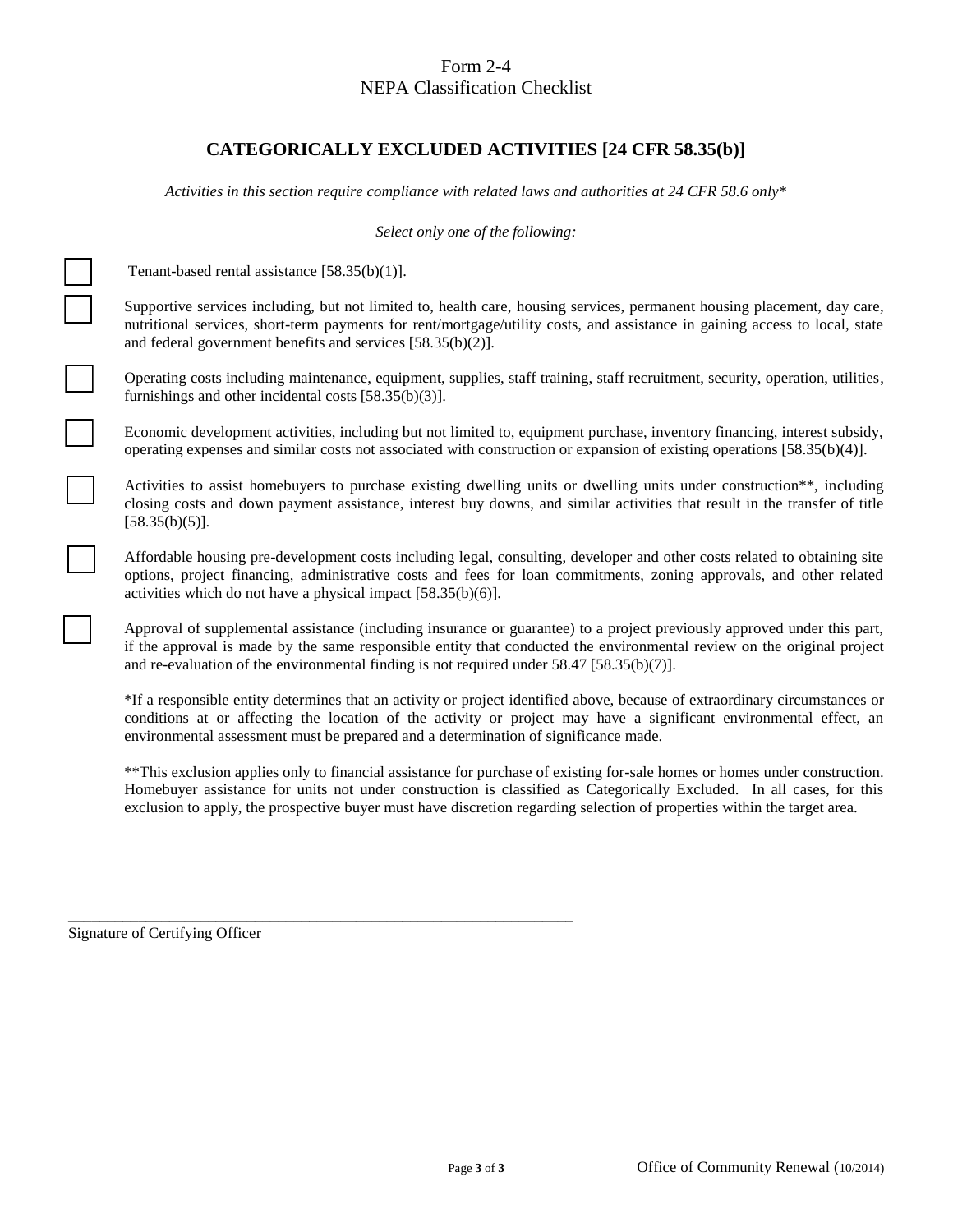Form 2-4
NEPA Classification Checklist

## CATEGORICALLY EXCLUDED ACTIVITIES [24 CFR 58.35(b)]

*Activities in this section require compliance with related laws and authorities at 24 CFR 58.6 only**

*Select only one of the following:*

- ☐ Tenant-based rental assistance [58.35(b)(1)].
- ☐ Supportive services including, but not limited to, health care, housing services, permanent housing placement, day care, nutritional services, short-term payments for rent/mortgage/utility costs, and assistance in gaining access to local, state and federal government benefits and services [58.35(b)(2)].
- ☐ Operating costs including maintenance, equipment, supplies, staff training, staff recruitment, security, operation, utilities, furnishings and other incidental costs [58.35(b)(3)].
- ☐ Economic development activities, including but not limited to, equipment purchase, inventory financing, interest subsidy, operating expenses and similar costs not associated with construction or expansion of existing operations [58.35(b)(4)].
- ☐ Activities to assist homebuyers to purchase existing dwelling units or dwelling units under construction**, including closing costs and down payment assistance, interest buy downs, and similar activities that result in the transfer of title [58.35(b)(5)].
- ☐ Affordable housing pre-development costs including legal, consulting, developer and other costs related to obtaining site options, project financing, administrative costs and fees for loan commitments, zoning approvals, and other related activities which do not have a physical impact [58.35(b)(6)].
- ☐ Approval of supplemental assistance (including insurance or guarantee) to a project previously approved under this part, if the approval is made by the same responsible entity that conducted the environmental review on the original project and re-evaluation of the environmental finding is not required under 58.47 [58.35(b)(7)].

*If a responsible entity determines that an activity or project identified above, because of extraordinary circumstances or conditions at or affecting the location of the activity or project may have a significant environmental effect, an environmental assessment must be prepared and a determination of significance made.

**This exclusion applies only to financial assistance for purchase of existing for-sale homes or homes under construction. Homebuyer assistance for units not under construction is classified as Categorically Excluded. In all cases, for this exclusion to apply, the prospective buyer must have discretion regarding selection of properties within the target area.

_______________________________________________________________

Signature of Certifying Officer

Office of Community Renewal (10/2014)